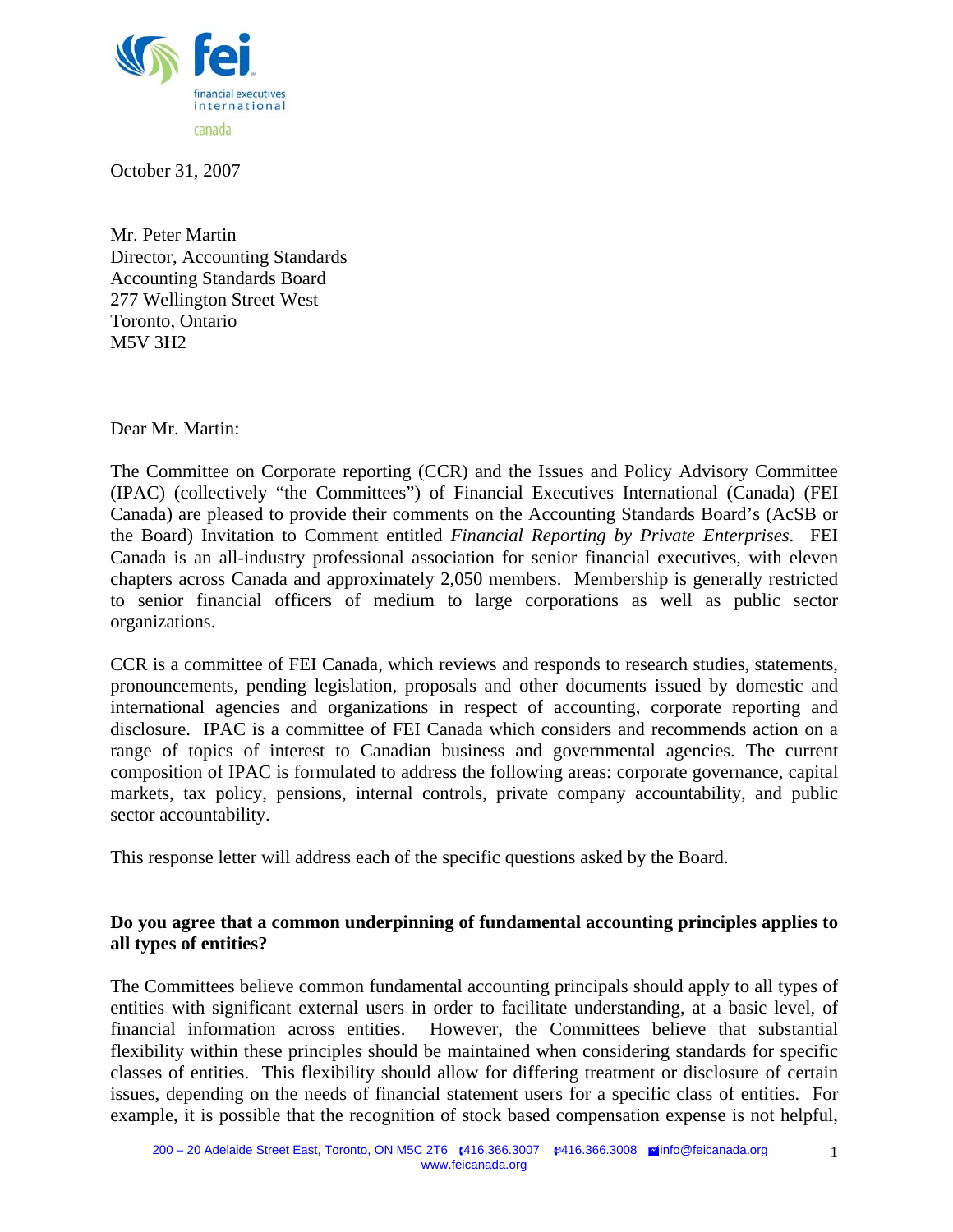fei

financial executives international

canada

October 31, 2007

Mr. Peter Martin
Director, Accounting Standards
Accounting Standards Board
277 Wellington Street West
Toronto, Ontario
M5V 3H2

Dear Mr. Martin:

The Committee on Corporate reporting (CCR) and the Issues and Policy Advisory Committee (IPAC) (collectively "the Committees") of Financial Executives International (Canada) (FEI Canada) are pleased to provide their comments on the Accounting Standards Board's (AcSB or the Board) Invitation to Comment entitled *Financial Reporting by Private Enterprises*. FEI Canada is an all-industry professional association for senior financial executives, with eleven chapters across Canada and approximately 2,050 members. Membership is generally restricted to senior financial officers of medium to large corporations as well as public sector organizations.

CCR is a committee of FEI Canada, which reviews and responds to research studies, statements, pronouncements, pending legislation, proposals and other documents issued by domestic and international agencies and organizations in respect of accounting, corporate reporting and disclosure. IPAC is a committee of FEI Canada which considers and recommends action on a range of topics of interest to Canadian business and governmental agencies. The current composition of IPAC is formulated to address the following areas: corporate governance, capital markets, tax policy, pensions, internal controls, private company accountability, and public sector accountability.

This response letter will address each of the specific questions asked by the Board.

**Do you agree that a common underpinning of fundamental accounting principles applies to all types of entities?**

The Committees believe common fundamental accounting principals should apply to all types of entities with significant external users in order to facilitate understanding, at a basic level, of financial information across entities. However, the Committees believe that substantial flexibility within these principles should be maintained when considering standards for specific classes of entities. This flexibility should allow for differing treatment or disclosure of certain issues, depending on the needs of financial statement users for a specific class of entities. For example, it is possible that the recognition of stock based compensation expense is not helpful,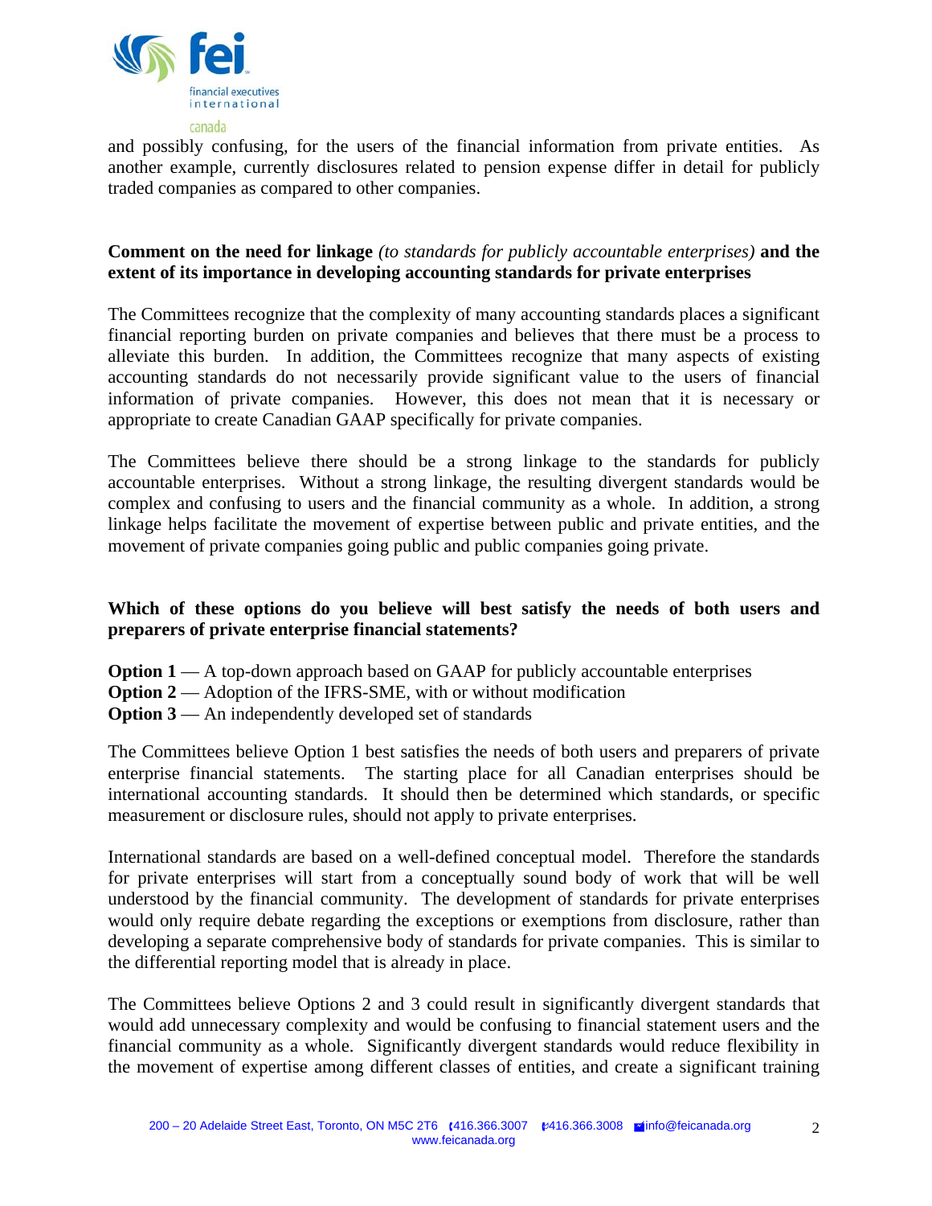and possibly confusing, for the users of the financial information from private entities. As another example, currently disclosures related to pension expense differ in detail for publicly traded companies as compared to other companies.

**Comment on the need for linkage** *(to standards for publicly accountable enterprises)* **and the extent of its importance in developing accounting standards for private enterprises**

The Committees recognize that the complexity of many accounting standards places a significant financial reporting burden on private companies and believes that there must be a process to alleviate this burden. In addition, the Committees recognize that many aspects of existing accounting standards do not necessarily provide significant value to the users of financial information of private companies. However, this does not mean that it is necessary or appropriate to create Canadian GAAP specifically for private companies.

The Committees believe there should be a strong linkage to the standards for publicly accountable enterprises. Without a strong linkage, the resulting divergent standards would be complex and confusing to users and the financial community as a whole. In addition, a strong linkage helps facilitate the movement of expertise between public and private entities, and the movement of private companies going public and public companies going private.

**Which of these options do you believe will best satisfy the needs of both users and preparers of private enterprise financial statements?**

**Option 1** — A top-down approach based on GAAP for publicly accountable enterprises
**Option 2** — Adoption of the IFRS-SME, with or without modification
**Option 3** — An independently developed set of standards

The Committees believe Option 1 best satisfies the needs of both users and preparers of private enterprise financial statements. The starting place for all Canadian enterprises should be international accounting standards. It should then be determined which standards, or specific measurement or disclosure rules, should not apply to private enterprises.

International standards are based on a well-defined conceptual model. Therefore the standards for private enterprises will start from a conceptually sound body of work that will be well understood by the financial community. The development of standards for private enterprises would only require debate regarding the exceptions or exemptions from disclosure, rather than developing a separate comprehensive body of standards for private companies. This is similar to the differential reporting model that is already in place.

The Committees believe Options 2 and 3 could result in significantly divergent standards that would add unnecessary complexity and would be confusing to financial statement users and the financial community as a whole. Significantly divergent standards would reduce flexibility in the movement of expertise among different classes of entities, and create a significant training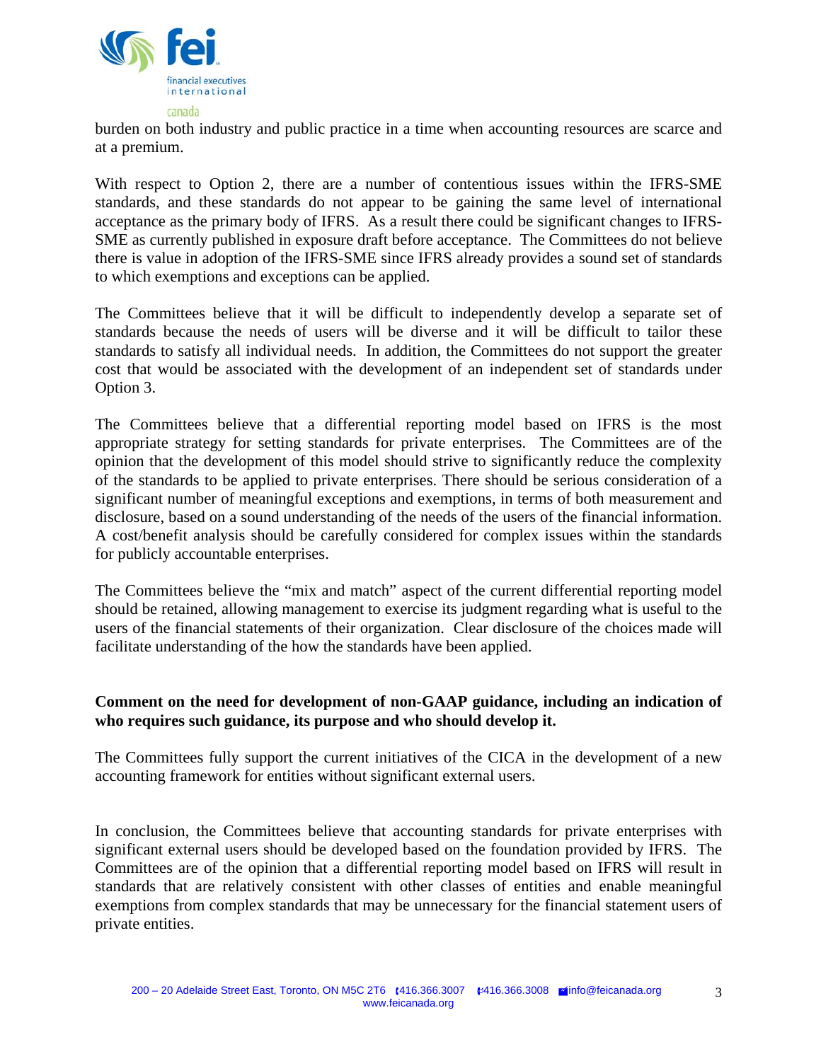burden on both industry and public practice in a time when accounting resources are scarce and at a premium.

With respect to Option 2, there are a number of contentious issues within the IFRS-SME standards, and these standards do not appear to be gaining the same level of international acceptance as the primary body of IFRS. As a result there could be significant changes to IFRS-SME as currently published in exposure draft before acceptance. The Committees do not believe there is value in adoption of the IFRS-SME since IFRS already provides a sound set of standards to which exemptions and exceptions can be applied.

The Committees believe that it will be difficult to independently develop a separate set of standards because the needs of users will be diverse and it will be difficult to tailor these standards to satisfy all individual needs. In addition, the Committees do not support the greater cost that would be associated with the development of an independent set of standards under Option 3.

The Committees believe that a differential reporting model based on IFRS is the most appropriate strategy for setting standards for private enterprises. The Committees are of the opinion that the development of this model should strive to significantly reduce the complexity of the standards to be applied to private enterprises. There should be serious consideration of a significant number of meaningful exceptions and exemptions, in terms of both measurement and disclosure, based on a sound understanding of the needs of the users of the financial information. A cost/benefit analysis should be carefully considered for complex issues within the standards for publicly accountable enterprises.

The Committees believe the "mix and match" aspect of the current differential reporting model should be retained, allowing management to exercise its judgment regarding what is useful to the users of the financial statements of their organization. Clear disclosure of the choices made will facilitate understanding of the how the standards have been applied.

**Comment on the need for development of non-GAAP guidance, including an indication of who requires such guidance, its purpose and who should develop it.**

The Committees fully support the current initiatives of the CICA in the development of a new accounting framework for entities without significant external users.

In conclusion, the Committees believe that accounting standards for private enterprises with significant external users should be developed based on the foundation provided by IFRS. The Committees are of the opinion that a differential reporting model based on IFRS will result in standards that are relatively consistent with other classes of entities and enable meaningful exemptions from complex standards that may be unnecessary for the financial statement users of private entities.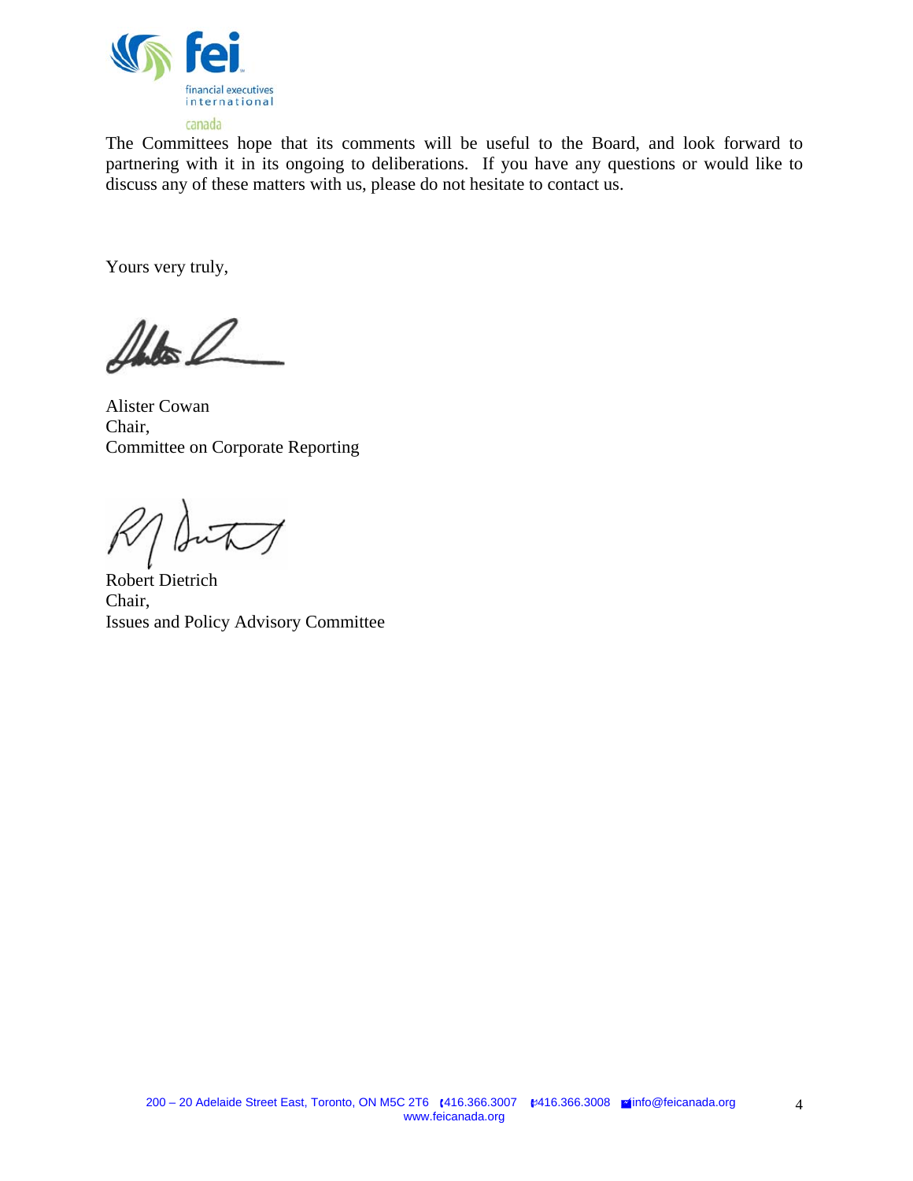The Committees hope that its comments will be useful to the Board, and look forward to partnering with it in its ongoing to deliberations. If you have any questions or would like to discuss any of these matters with us, please do not hesitate to contact us.

Yours very truly,

Alister Cowan
Chair,
Committee on Corporate Reporting

Robert Dietrich
Chair,
Issues and Policy Advisory Committee